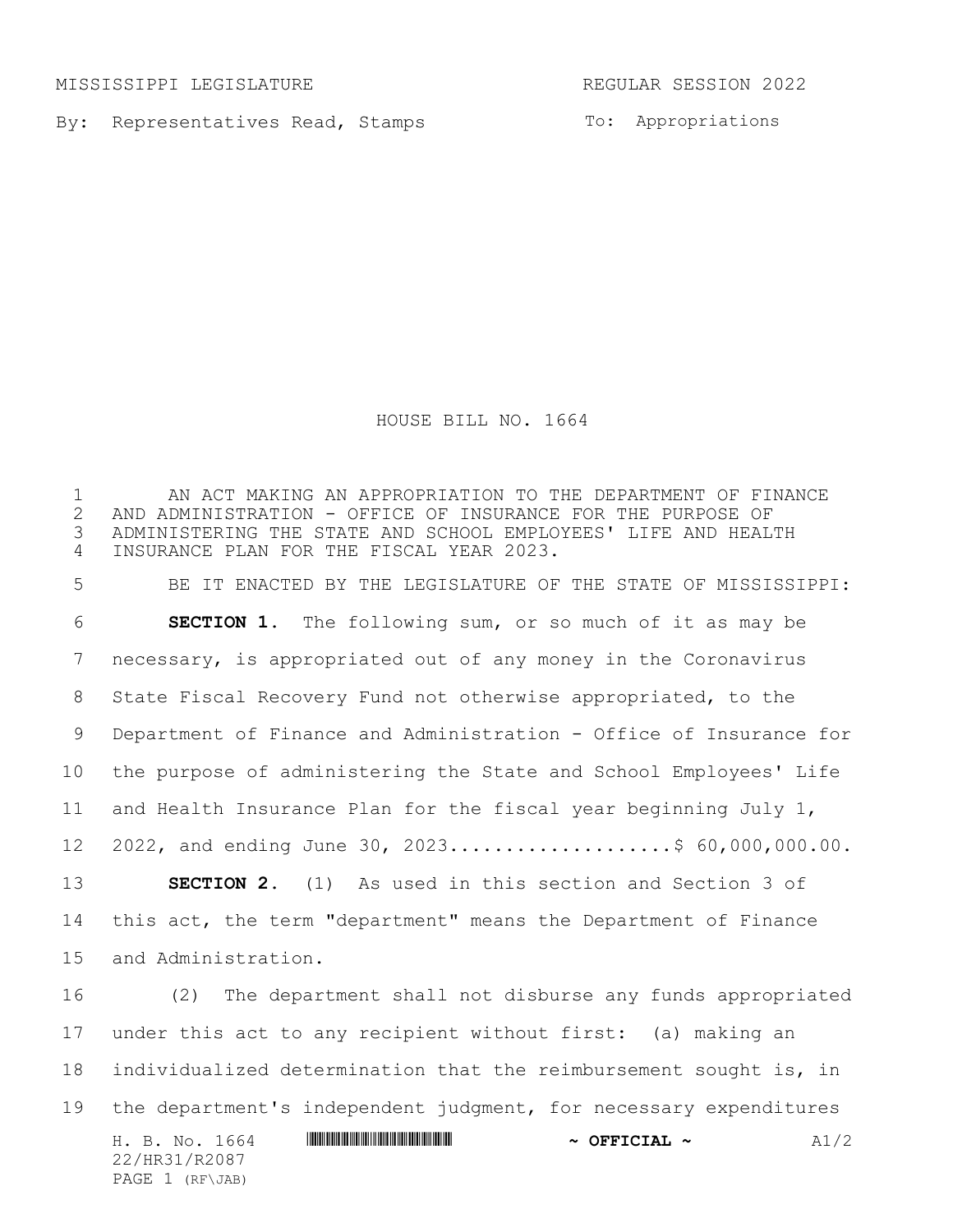MISSISSIPPI LEGISLATURE REGULAR SESSION 2022

By: Representatives Read, Stamps

To: Appropriations

# HOUSE BILL NO. 1664

AN ACT MAKING AN APPROPRIATION TO THE DEPARTMENT OF FINANCE AND ADMINISTRATION - OFFICE OF INSURANCE FOR THE PURPOSE OF ADMINISTERING THE STATE AND SCHOOL EMPLOYEES' LIFE AND HEALTH INSURANCE PLAN FOR THE FISCAL YEAR 2023.

BE IT ENACTED BY THE LEGISLATURE OF THE STATE OF MISSISSIPPI:

**SECTION 1.** The following sum, or so much of it as may be necessary, is appropriated out of any money in the Coronavirus State Fiscal Recovery Fund not otherwise appropriated, to the Department of Finance and Administration - Office of Insurance for the purpose of administering the State and School Employees' Life and Health Insurance Plan for the fiscal year beginning July 1, 2022, and ending June 30, 2023....................$ 60,000,000.00.

**SECTION 2.** (1) As used in this section and Section 3 of this act, the term "department" means the Department of Finance and Administration.

(2) The department shall not disburse any funds appropriated under this act to any recipient without first: (a) making an individualized determination that the reimbursement sought is, in the department's independent judgment, for necessary expenditures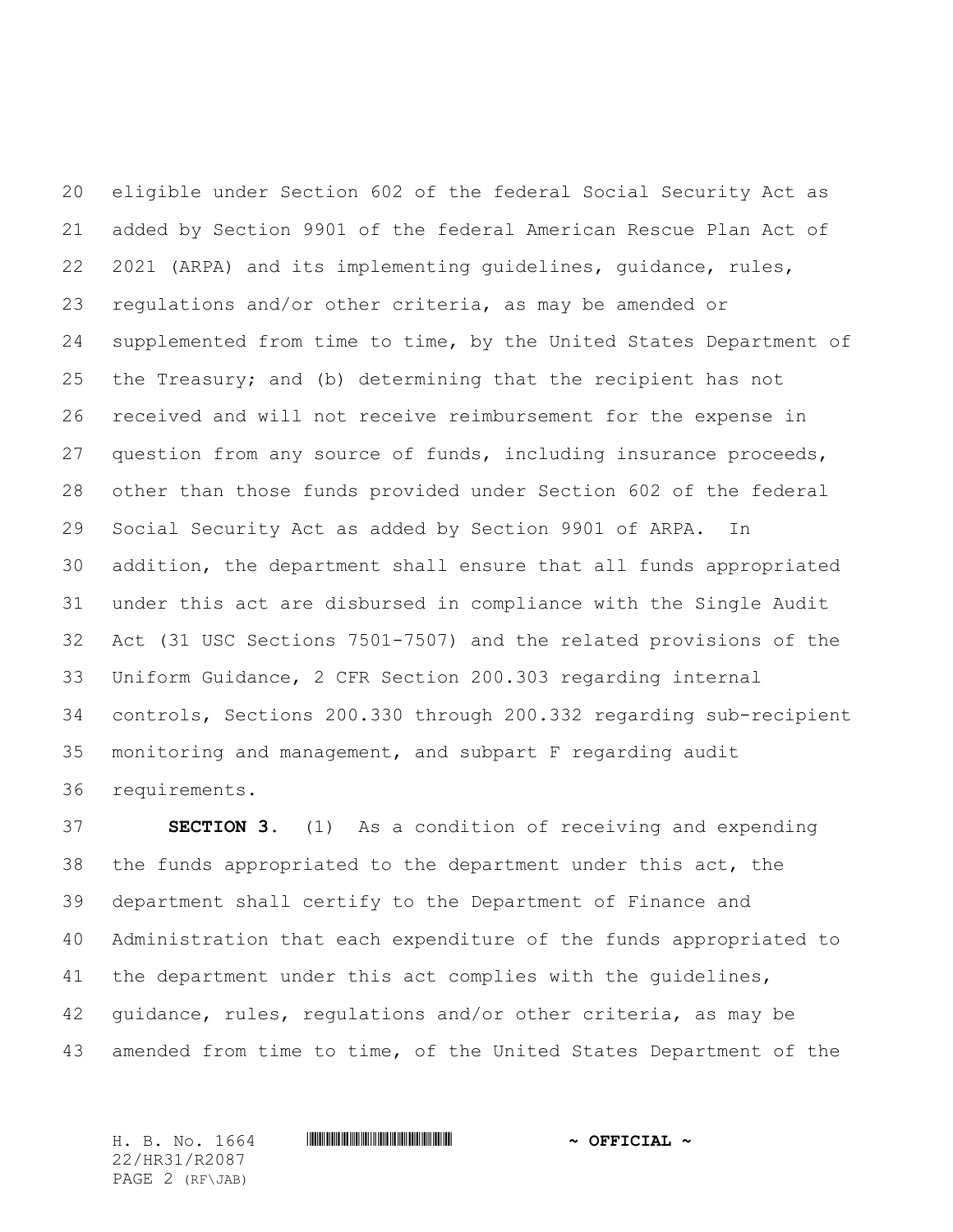eligible under Section 602 of the federal Social Security Act as added by Section 9901 of the federal American Rescue Plan Act of 2021 (ARPA) and its implementing guidelines, guidance, rules, regulations and/or other criteria, as may be amended or supplemented from time to time, by the United States Department of the Treasury; and (b) determining that the recipient has not received and will not receive reimbursement for the expense in question from any source of funds, including insurance proceeds, other than those funds provided under Section 602 of the federal Social Security Act as added by Section 9901 of ARPA. In addition, the department shall ensure that all funds appropriated under this act are disbursed in compliance with the Single Audit Act (31 USC Sections 7501-7507) and the related provisions of the Uniform Guidance, 2 CFR Section 200.303 regarding internal controls, Sections 200.330 through 200.332 regarding sub-recipient monitoring and management, and subpart F regarding audit requirements.

**SECTION 3.** (1) As a condition of receiving and expending the funds appropriated to the department under this act, the department shall certify to the Department of Finance and Administration that each expenditure of the funds appropriated to the department under this act complies with the guidelines, guidance, rules, regulations and/or other criteria, as may be amended from time to time, of the United States Department of the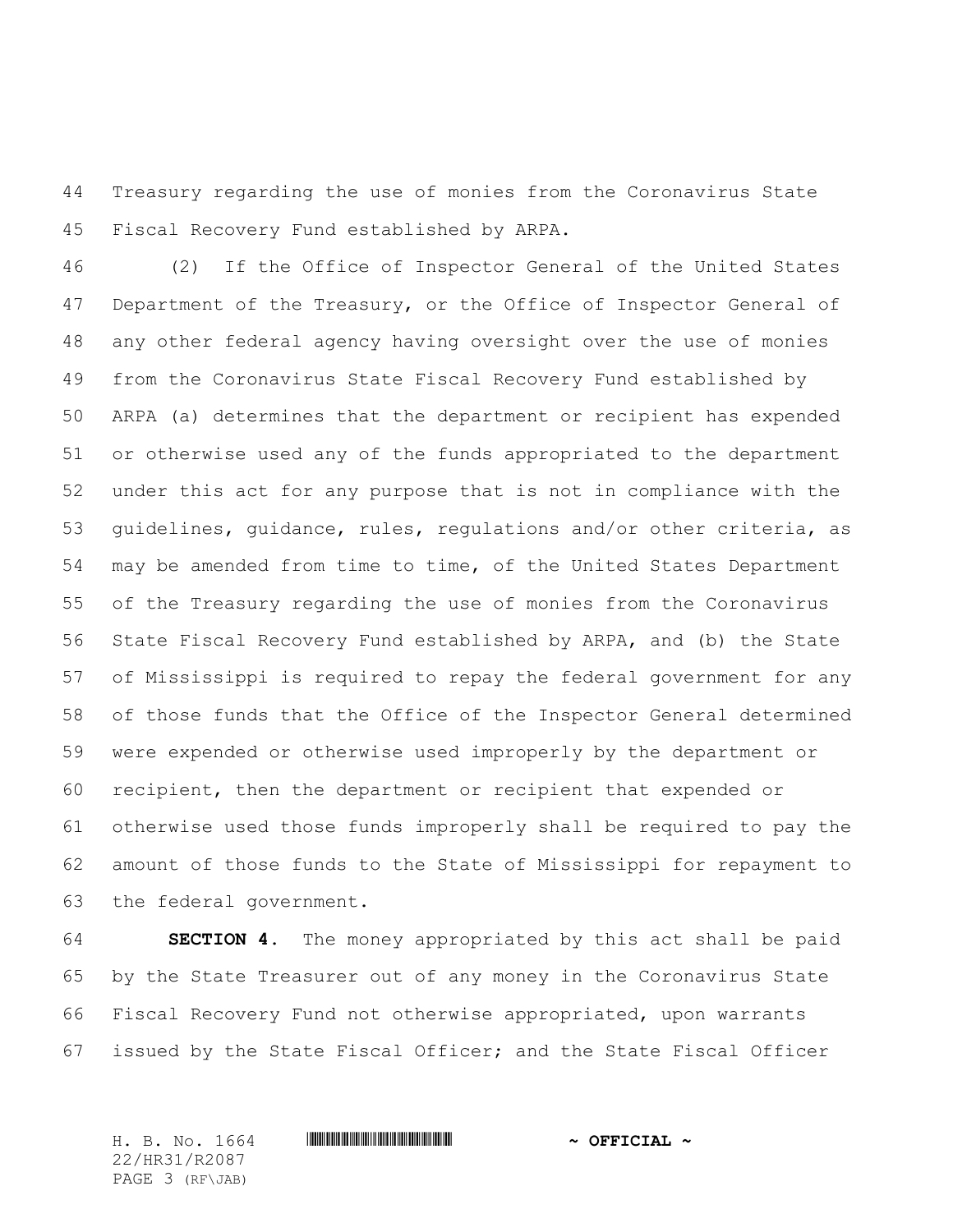Treasury regarding the use of monies from the Coronavirus State Fiscal Recovery Fund established by ARPA.

(2) If the Office of Inspector General of the United States Department of the Treasury, or the Office of Inspector General of any other federal agency having oversight over the use of monies from the Coronavirus State Fiscal Recovery Fund established by ARPA (a) determines that the department or recipient has expended or otherwise used any of the funds appropriated to the department under this act for any purpose that is not in compliance with the guidelines, guidance, rules, regulations and/or other criteria, as may be amended from time to time, of the United States Department of the Treasury regarding the use of monies from the Coronavirus State Fiscal Recovery Fund established by ARPA, and (b) the State of Mississippi is required to repay the federal government for any of those funds that the Office of the Inspector General determined were expended or otherwise used improperly by the department or recipient, then the department or recipient that expended or otherwise used those funds improperly shall be required to pay the amount of those funds to the State of Mississippi for repayment to the federal government.

**SECTION 4.** The money appropriated by this act shall be paid by the State Treasurer out of any money in the Coronavirus State Fiscal Recovery Fund not otherwise appropriated, upon warrants issued by the State Fiscal Officer; and the State Fiscal Officer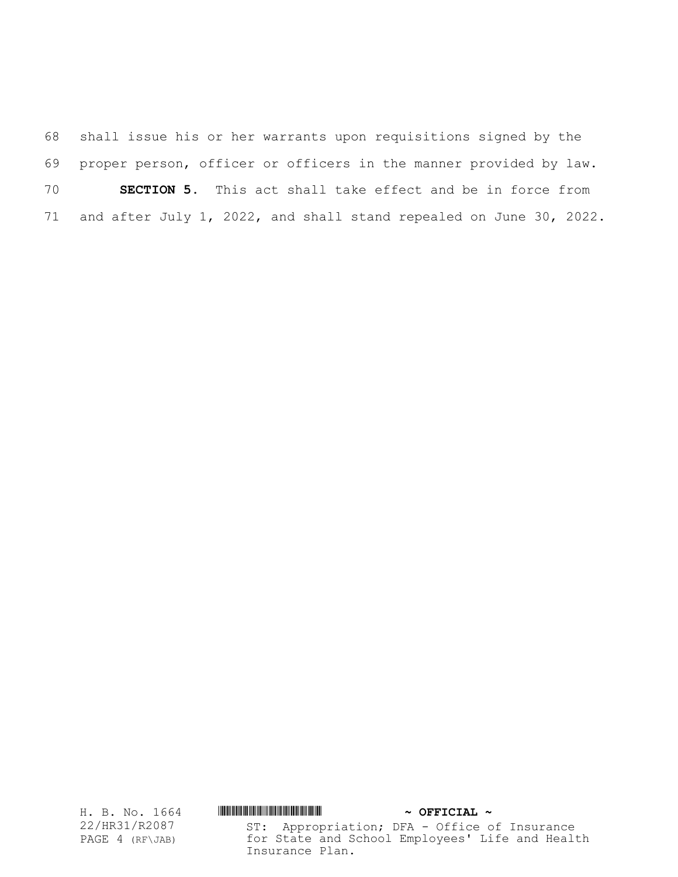shall issue his or her warrants upon requisitions signed by the proper person, officer or officers in the manner provided by law.

**SECTION 5.** This act shall take effect and be in force from and after July 1, 2022, and shall stand repealed on June 30, 2022.